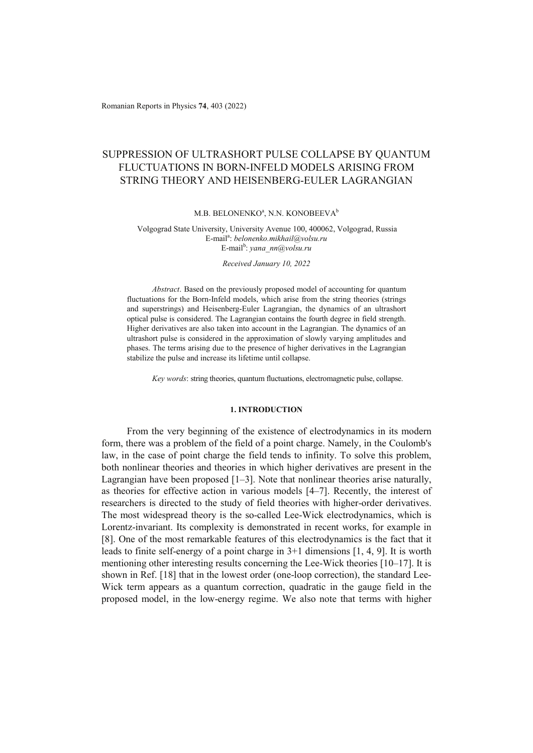# SUPPRESSION OF ULTRASHORT PULSE COLLAPSE BY QUANTUM FLUCTUATIONS IN BORN-INFELD MODELS ARISING FROM STRING THEORY AND HEISENBERG-EULER LAGRANGIAN

M.B. BELONENKO[a], N.N. KONOBEEVA[b]

Volgograd State University, University Avenue 100, 400062, Volgograd, Russia
E-mail[a]: *belonenko.mikhail@volsu.ru*
E-mail[b]: *yana_nn@volsu.ru*

*Received January 10, 2022*

*Abstract*. Based on the previously proposed model of accounting for quantum fluctuations for the Born-Infeld models, which arise from the string theories (strings and superstrings) and Heisenberg-Euler Lagrangian, the dynamics of an ultrashort optical pulse is considered. The Lagrangian contains the fourth degree in field strength. Higher derivatives are also taken into account in the Lagrangian. The dynamics of an ultrashort pulse is considered in the approximation of slowly varying amplitudes and phases. The terms arising due to the presence of higher derivatives in the Lagrangian stabilize the pulse and increase its lifetime until collapse.

*Key words*: string theories, quantum fluctuations, electromagnetic pulse, collapse.

## 1. INTRODUCTION

From the very beginning of the existence of electrodynamics in its modern form, there was a problem of the field of a point charge. Namely, in the Coulomb's law, in the case of point charge the field tends to infinity. To solve this problem, both nonlinear theories and theories in which higher derivatives are present in the Lagrangian have been proposed [1–3]. Note that nonlinear theories arise naturally, as theories for effective action in various models [4–7]. Recently, the interest of researchers is directed to the study of field theories with higher-order derivatives. The most widespread theory is the so-called Lee-Wick electrodynamics, which is Lorentz-invariant. Its complexity is demonstrated in recent works, for example in [8]. One of the most remarkable features of this electrodynamics is the fact that it leads to finite self-energy of a point charge in 3+1 dimensions [1, 4, 9]. It is worth mentioning other interesting results concerning the Lee-Wick theories [10–17]. It is shown in Ref. [18] that in the lowest order (one-loop correction), the standard Lee-Wick term appears as a quantum correction, quadratic in the gauge field in the proposed model, in the low-energy regime. We also note that terms with higher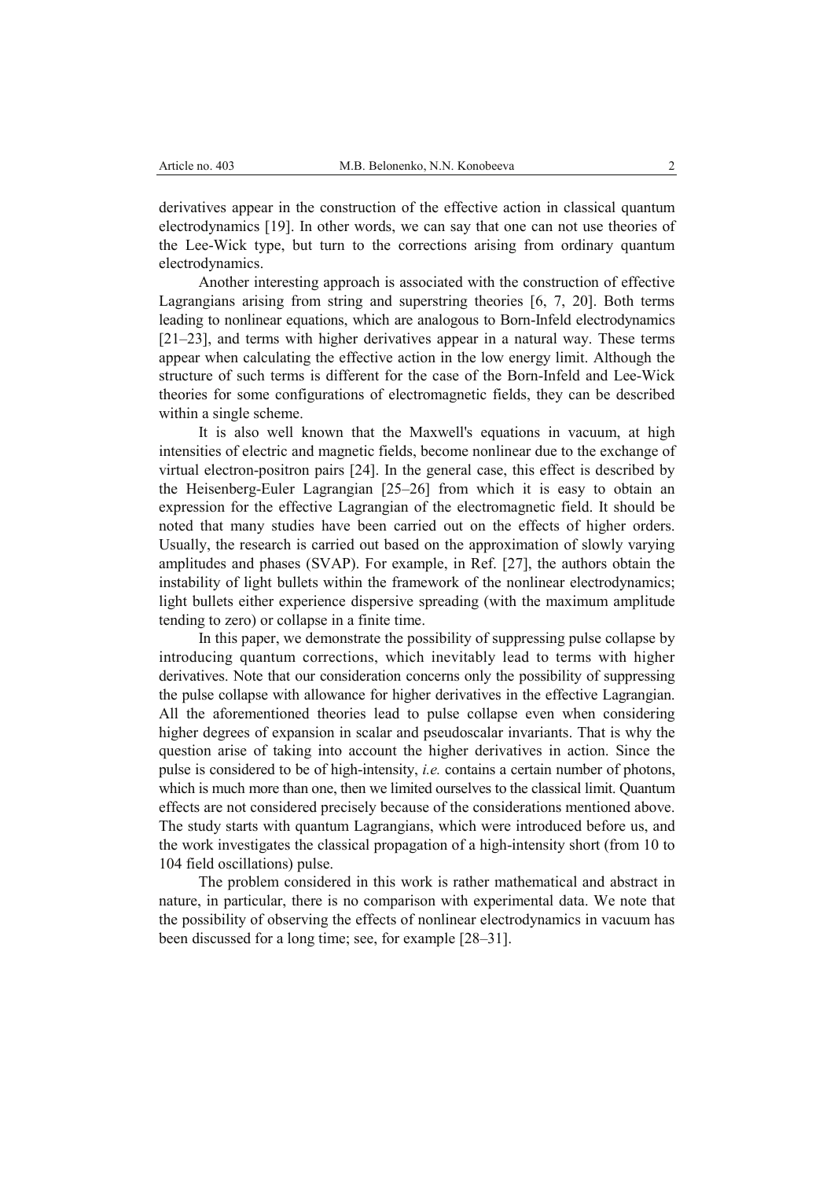derivatives appear in the construction of the effective action in classical quantum electrodynamics [19]. In other words, we can say that one can not use theories of the Lee-Wick type, but turn to the corrections arising from ordinary quantum electrodynamics.

Another interesting approach is associated with the construction of effective Lagrangians arising from string and superstring theories [6, 7, 20]. Both terms leading to nonlinear equations, which are analogous to Born-Infeld electrodynamics [21–23], and terms with higher derivatives appear in a natural way. These terms appear when calculating the effective action in the low energy limit. Although the structure of such terms is different for the case of the Born-Infeld and Lee-Wick theories for some configurations of electromagnetic fields, they can be described within a single scheme.

It is also well known that the Maxwell's equations in vacuum, at high intensities of electric and magnetic fields, become nonlinear due to the exchange of virtual electron-positron pairs [24]. In the general case, this effect is described by the Heisenberg-Euler Lagrangian [25–26] from which it is easy to obtain an expression for the effective Lagrangian of the electromagnetic field. It should be noted that many studies have been carried out on the effects of higher orders. Usually, the research is carried out based on the approximation of slowly varying amplitudes and phases (SVAP). For example, in Ref. [27], the authors obtain the instability of light bullets within the framework of the nonlinear electrodynamics; light bullets either experience dispersive spreading (with the maximum amplitude tending to zero) or collapse in a finite time.

In this paper, we demonstrate the possibility of suppressing pulse collapse by introducing quantum corrections, which inevitably lead to terms with higher derivatives. Note that our consideration concerns only the possibility of suppressing the pulse collapse with allowance for higher derivatives in the effective Lagrangian. All the aforementioned theories lead to pulse collapse even when considering higher degrees of expansion in scalar and pseudoscalar invariants. That is why the question arise of taking into account the higher derivatives in action. Since the pulse is considered to be of high-intensity, *i.e.* contains a certain number of photons, which is much more than one, then we limited ourselves to the classical limit. Quantum effects are not considered precisely because of the considerations mentioned above. The study starts with quantum Lagrangians, which were introduced before us, and the work investigates the classical propagation of a high-intensity short (from 10 to 104 field oscillations) pulse.

The problem considered in this work is rather mathematical and abstract in nature, in particular, there is no comparison with experimental data. We note that the possibility of observing the effects of nonlinear electrodynamics in vacuum has been discussed for a long time; see, for example [28–31].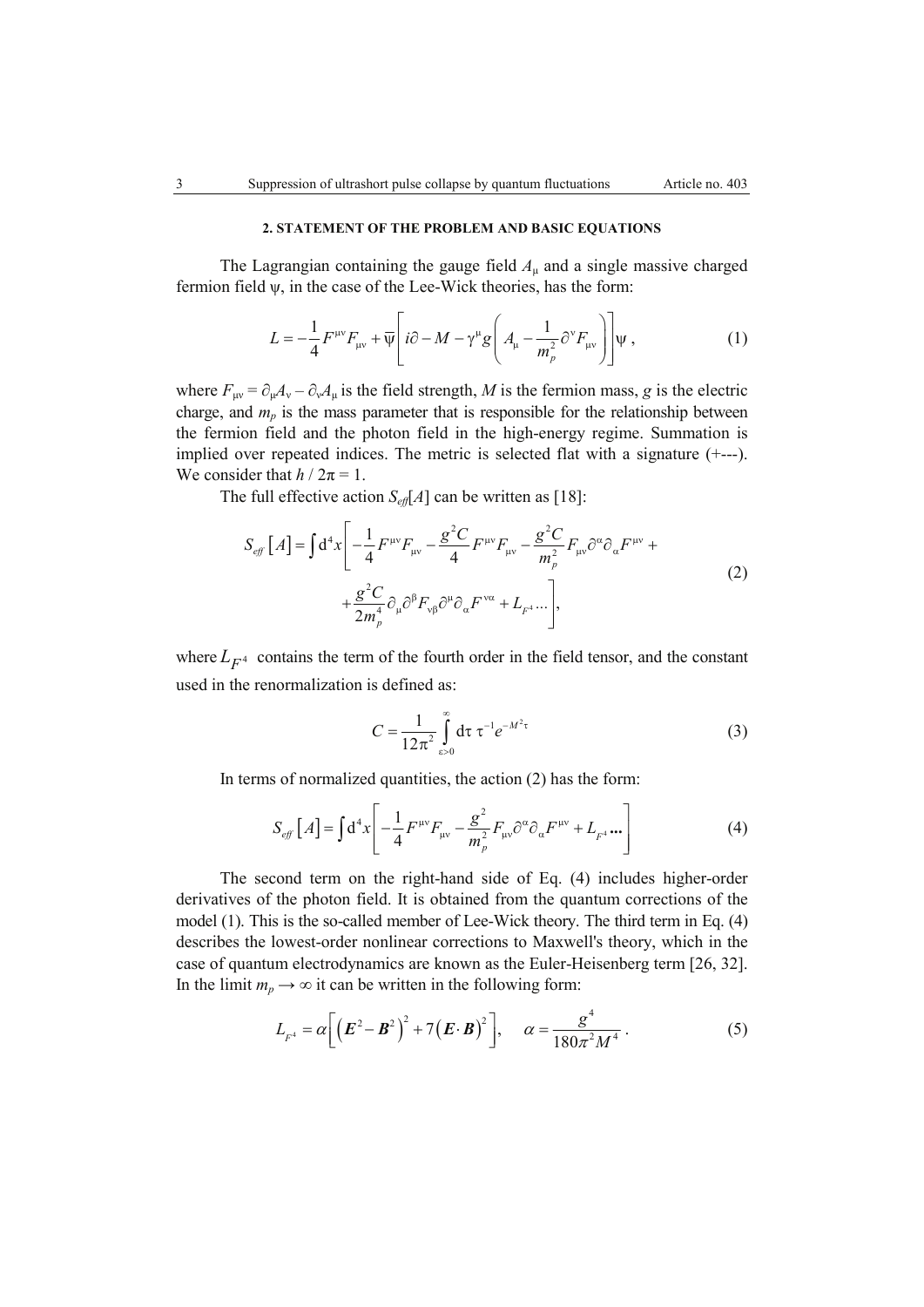## 2. STATEMENT OF THE PROBLEM AND BASIC EQUATIONS

The Lagrangian containing the gauge field $A_\mu$ and a single massive charged fermion field $\psi$, in the case of the Lee-Wick theories, has the form:

$$L = -\frac{1}{4} F^{\mu\nu} F_{\mu\nu} + \bar{\psi} \left[ i\partial - M - \gamma^\mu g \left( A_\mu - \frac{1}{m_p^2} \partial^\nu F_{\mu\nu} \right) \right] \psi \,, \tag{1}$$

where $F_{\mu\nu} = \partial_\mu A_\nu - \partial_\nu A_\mu$ is the field strength, $M$ is the fermion mass, $g$ is the electric charge, and $m_p$ is the mass parameter that is responsible for the relationship between the fermion field and the photon field in the high-energy regime. Summation is implied over repeated indices. The metric is selected flat with a signature (+---). We consider that $h / 2\pi = 1$.

The full effective action $S_{eff}[A]$ can be written as [18]:

$$S_{eff}\left[A\right] = \int \mathrm{d}^4 x \left[ -\frac{1}{4} F^{\mu\nu} F_{\mu\nu} - \frac{g^2 C}{4} F^{\mu\nu} F_{\mu\nu} - \frac{g^2 C}{m_p^2} F_{\mu\nu} \partial^\alpha \partial_\alpha F^{\mu\nu} + \right. \\ \left. + \frac{g^2 C}{2 m_p^4} \partial_\mu \partial^\beta F_{\nu\beta} \partial^\mu \partial_\alpha F^{\nu\alpha} + L_{F^4} \ldots \right], \tag{2}$$

where $L_{F^4}$ contains the term of the fourth order in the field tensor, and the constant used in the renormalization is defined as:

$$C = \frac{1}{12\pi^2} \int_{\varepsilon > 0}^{\infty} \mathrm{d}\tau \, \tau^{-1} e^{-M^2 \tau} \tag{3}$$

In terms of normalized quantities, the action (2) has the form:

$$S_{eff}\left[A\right] = \int \mathrm{d}^4 x \left[ -\frac{1}{4} F^{\mu\nu} F_{\mu\nu} - \frac{g^2}{m_p^2} F_{\mu\nu} \partial^\alpha \partial_\alpha F^{\mu\nu} + L_{F^4} \ldots \right] \tag{4}$$

The second term on the right-hand side of Eq. (4) includes higher-order derivatives of the photon field. It is obtained from the quantum corrections of the model (1). This is the so-called member of Lee-Wick theory. The third term in Eq. (4) describes the lowest-order nonlinear corrections to Maxwell's theory, which in the case of quantum electrodynamics are known as the Euler-Heisenberg term [26, 32]. In the limit $m_p \to \infty$ it can be written in the following form:

$$L_{F^4} = \alpha \left[ \left( \boldsymbol{E}^2 - \boldsymbol{B}^2 \right)^2 + 7 \left( \boldsymbol{E} \cdot \boldsymbol{B} \right)^2 \right], \quad \alpha = \frac{g^4}{180 \pi^2 M^4} \,. \tag{5}$$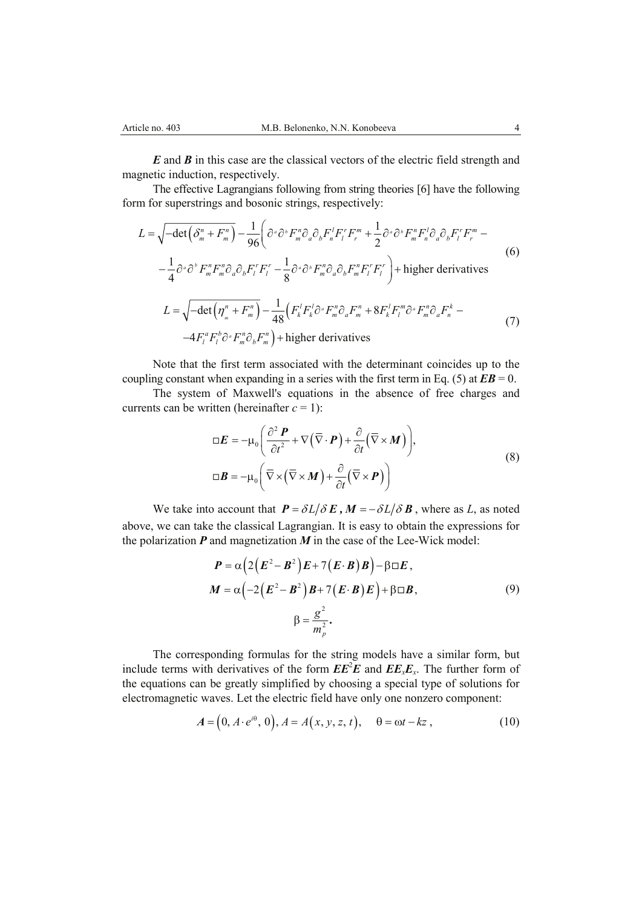$\boldsymbol{E}$ and $\boldsymbol{B}$ in this case are the classical vectors of the electric field strength and magnetic induction, respectively.

The effective Lagrangians following from string theories [6] have the following form for superstrings and bosonic strings, respectively:

$$
\begin{aligned}
L = \sqrt{-\det\left(\delta_m^n + F_m^n\right)} - \frac{1}{96}\bigg( & \partial^a \partial^b F_m^n \partial_a \partial_b F_n^l F_l^r F_r^m + \frac{1}{2}\partial^a \partial^b F_m^n F_n^l \partial_a \partial_b F_l^r F_r^m - \\
& -\frac{1}{4}\partial^a \partial^b F_m^n F_m^n \partial_a \partial_b F_l^r F_l^r - \frac{1}{8}\partial^a \partial^b F_m^n \partial_a \partial_b F_m^n F_l^r F_l^r \bigg) + \text{higher derivatives}
\end{aligned}
\tag{6}
$$

$$
\begin{aligned}
L = \sqrt{-\det\left(\eta_m^n + F_m^n\right)} - \frac{1}{48}\Big( & F_k^l F_k^l \partial^a F_m^n \partial_a F_m^n + 8 F_k^l F_l^m \partial^a F_m^n \partial_a F_n^k - \\
& -4 F_l^a F_l^b \partial^a F_m^n \partial_b F_m^n \Big) + \text{higher derivatives}
\end{aligned}
\tag{7}
$$

Note that the first term associated with the determinant coincides up to the coupling constant when expanding in a series with the first term in Eq. (5) at $\boldsymbol{EB} = 0$.

The system of Maxwell's equations in the absence of free charges and currents can be written (hereinafter $c = 1$):

$$
\begin{aligned}
\Box \boldsymbol{E} &= -\mu_0 \left( \frac{\partial^2 \boldsymbol{P}}{\partial t^2} + \nabla\left(\overline{\nabla} \cdot \boldsymbol{P}\right) + \frac{\partial}{\partial t}\left(\overline{\nabla} \times \boldsymbol{M}\right) \right), \\
\Box \boldsymbol{B} &= -\mu_0 \left( \overline{\nabla} \times \left(\overline{\nabla} \times \boldsymbol{M}\right) + \frac{\partial}{\partial t}\left(\overline{\nabla} \times \boldsymbol{P}\right) \right)
\end{aligned}
\tag{8}
$$

We take into account that $\boldsymbol{P} = \delta L / \delta \boldsymbol{E}$, $\boldsymbol{M} = -\delta L / \delta \boldsymbol{B}$, where as $L$, as noted above, we can take the classical Lagrangian. It is easy to obtain the expressions for the polarization $\boldsymbol{P}$ and magnetization $\boldsymbol{M}$ in the case of the Lee-Wick model:

$$
\begin{aligned}
\boldsymbol{P} &= \alpha\left(2\left(\boldsymbol{E}^2 - \boldsymbol{B}^2\right)\boldsymbol{E} + 7\left(\boldsymbol{E} \cdot \boldsymbol{B}\right)\boldsymbol{B}\right) - \beta \Box \boldsymbol{E}, \\
\boldsymbol{M} &= \alpha\left(-2\left(\boldsymbol{E}^2 - \boldsymbol{B}^2\right)\boldsymbol{B} + 7\left(\boldsymbol{E} \cdot \boldsymbol{B}\right)\boldsymbol{E}\right) + \beta \Box \boldsymbol{B}, \\
\beta &= \frac{g^2}{m_p^2}.
\end{aligned}
\tag{9}
$$

The corresponding formulas for the string models have a similar form, but include terms with derivatives of the form $\boldsymbol{E}\boldsymbol{E}^2\boldsymbol{E}$ and $\boldsymbol{E}\boldsymbol{E}_x\boldsymbol{E}_x$. The further form of the equations can be greatly simplified by choosing a special type of solutions for electromagnetic waves. Let the electric field have only one nonzero component:

$$
\boldsymbol{A} = \left(0, A \cdot e^{i\theta}, 0\right), A = A\left(x, y, z, t\right), \quad \theta = \omega t - kz\,, \tag{10}
$$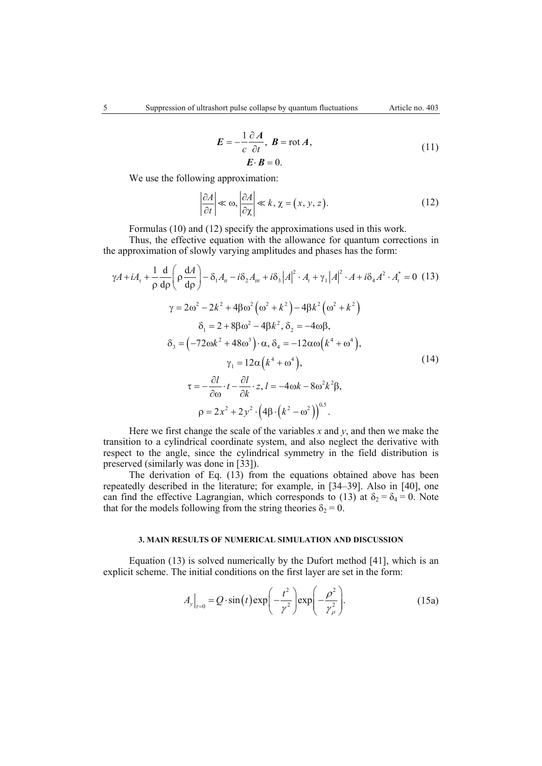$$\boldsymbol{E} = -\frac{1}{c}\frac{\partial \boldsymbol{A}}{\partial t},\ \boldsymbol{B} = \operatorname{rot} \boldsymbol{A},$$
$$\boldsymbol{E}\cdot\boldsymbol{B} = 0. \tag{11}$$

We use the following approximation:

$$\left|\frac{\partial A}{\partial t}\right| \ll \omega, \left|\frac{\partial A}{\partial \chi}\right| \ll k, \chi = (x, y, z). \tag{12}$$

Formulas (10) and (12) specify the approximations used in this work.

Thus, the effective equation with the allowance for quantum corrections in the approximation of slowly varying amplitudes and phases has the form:

$$\gamma A + iA_\tau + \frac{1}{\rho}\frac{\mathrm{d}}{\mathrm{d}\rho}\left(\rho\frac{\mathrm{d}A}{\mathrm{d}\rho}\right) - \delta_1 A_{tt} - i\delta_2 A_{ttt} + i\delta_3 |A|^2 \cdot A_t + \gamma_1 |A|^2 \cdot A + i\delta_4 A^2 \cdot A_t^* = 0 \tag{13}$$

$$\gamma = 2\omega^2 - 2k^2 + 4\beta\omega^2\left(\omega^2 + k^2\right) - 4\beta k^2\left(\omega^2 + k^2\right)$$
$$\delta_1 = 2 + 8\beta\omega^2 - 4\beta k^2,\ \delta_2 = -4\omega\beta,$$
$$\delta_3 = \left(-72\omega k^2 + 48\omega^3\right)\cdot\alpha,\ \delta_4 = -12\alpha\omega\left(k^4 + \omega^4\right),$$
$$\gamma_1 = 12\alpha\left(k^4 + \omega^4\right), \tag{14}$$
$$\tau = -\frac{\partial l}{\partial \omega}\cdot t - \frac{\partial l}{\partial k}\cdot z,\ l = -4\omega k - 8\omega^2 k^2 \beta,$$
$$\rho = 2x^2 + 2y^2\cdot\left(4\beta\cdot\left(k^2 - \omega^2\right)\right)^{0.5}.$$

Here we first change the scale of the variables $x$ and $y$, and then we make the transition to a cylindrical coordinate system, and also neglect the derivative with respect to the angle, since the cylindrical symmetry in the field distribution is preserved (similarly was done in [33]).

The derivation of Eq. (13) from the equations obtained above has been repeatedly described in the literature; for example, in [34–39]. Also in [40], one can find the effective Lagrangian, which corresponds to (13) at $\delta_2 = \delta_4 = 0$. Note that for the models following from the string theories $\delta_2 = 0$.

### 3. MAIN RESULTS OF NUMERICAL SIMULATION AND DISCUSSION

Equation (13) is solved numerically by the Dufort method [41], which is an explicit scheme. The initial conditions on the first layer are set in the form:

$$A_y\big|_{\tau=0} = Q\cdot\sin(t)\exp\left(-\frac{t^2}{\gamma^2}\right)\exp\left(-\frac{\rho^2}{\gamma_\rho^2}\right). \tag{15a}$$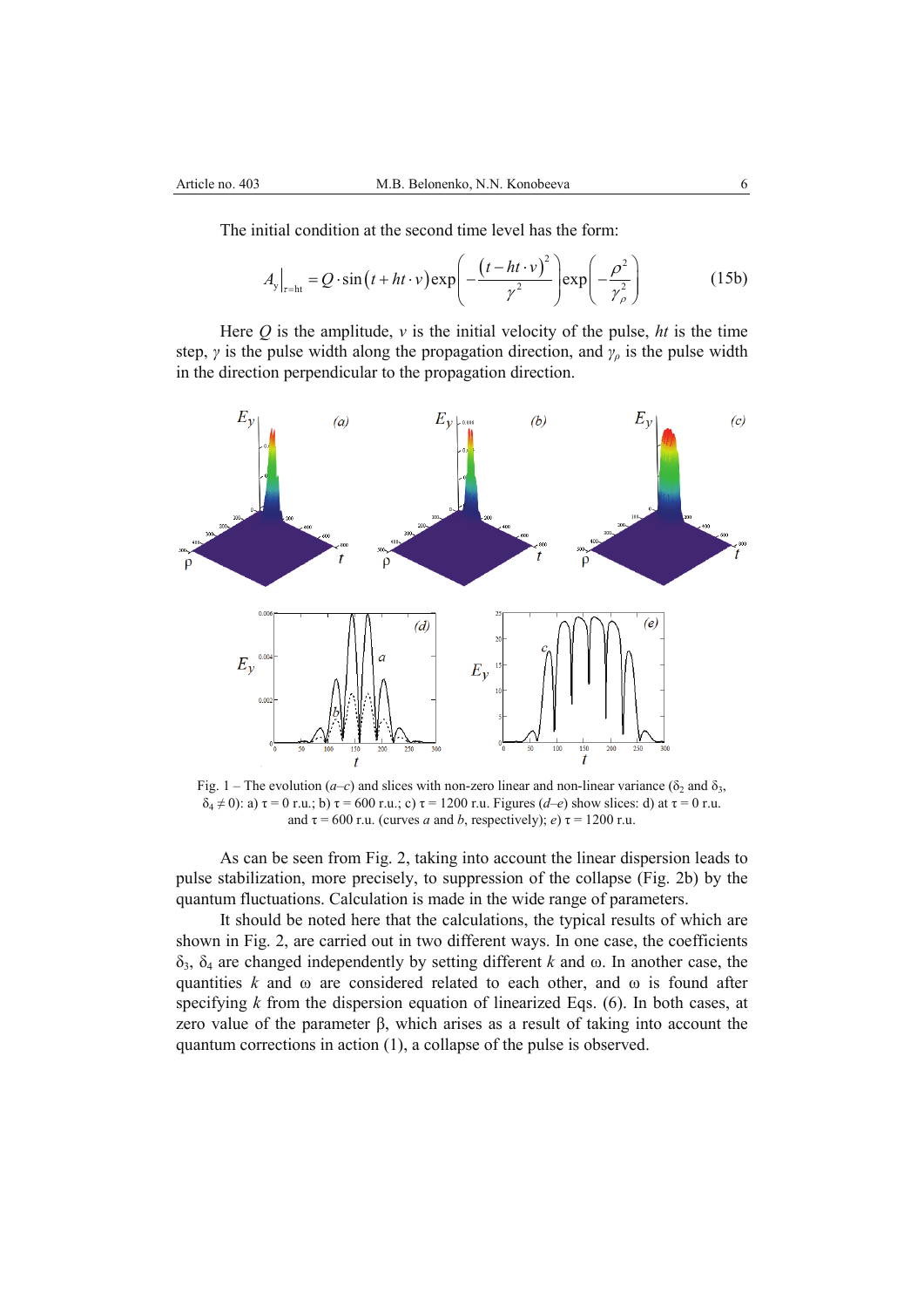The initial condition at the second time level has the form:

$$A_y\big|_{\tau=ht} = Q\cdot\sin\left(t+ht\cdot v\right)\exp\left(-\frac{\left(t-ht\cdot v\right)^2}{\gamma^2}\right)\exp\left(-\frac{\rho^2}{\gamma_\rho^2}\right) \tag{15b}$$

Here $Q$ is the amplitude, $v$ is the initial velocity of the pulse, $ht$ is the time step, $\gamma$ is the pulse width along the propagation direction, and $\gamma_\rho$ is the pulse width in the direction perpendicular to the propagation direction.

Fig. 1 – The evolution (*a*–*c*) and slices with non-zero linear and non-linear variance ($\delta_2$ and $\delta_3$, $\delta_4 \neq 0$): a) $\tau = 0$ r.u.; b) $\tau = 600$ r.u.; c) $\tau = 1200$ r.u. Figures (*d*–*e*) show slices: d) at $\tau = 0$ r.u. and $\tau = 600$ r.u. (curves *a* and *b*, respectively); *e*) $\tau = 1200$ r.u.

As can be seen from Fig. 2, taking into account the linear dispersion leads to pulse stabilization, more precisely, to suppression of the collapse (Fig. 2b) by the quantum fluctuations. Calculation is made in the wide range of parameters.

It should be noted here that the calculations, the typical results of which are shown in Fig. 2, are carried out in two different ways. In one case, the coefficients $\delta_3$, $\delta_4$ are changed independently by setting different $k$ and $\omega$. In another case, the quantities $k$ and $\omega$ are considered related to each other, and $\omega$ is found after specifying $k$ from the dispersion equation of linearized Eqs. (6). In both cases, at zero value of the parameter $\beta$, which arises as a result of taking into account the quantum corrections in action (1), a collapse of the pulse is observed.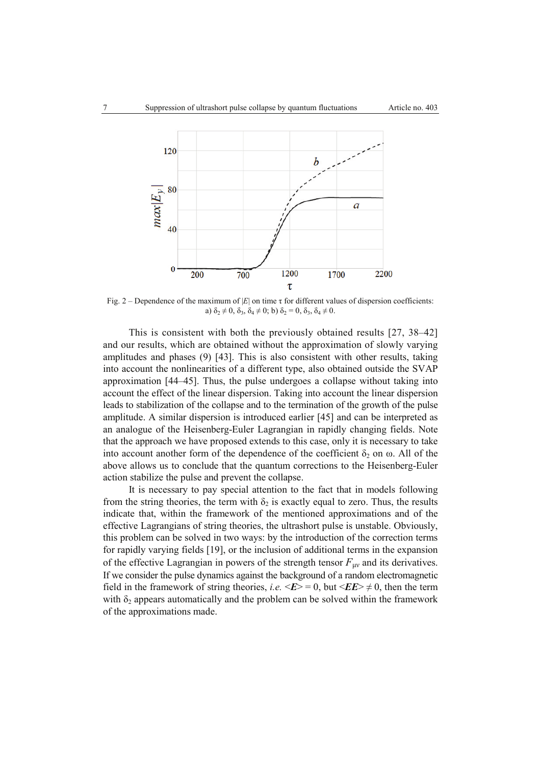Fig. 2 – Dependence of the maximum of $|E|$ on time $\tau$ for different values of dispersion coefficients: a) $\delta_2 \neq 0$, $\delta_3$, $\delta_4 \neq 0$; b) $\delta_2 = 0$, $\delta_3$, $\delta_4 \neq 0$.

This is consistent with both the previously obtained results [27, 38–42] and our results, which are obtained without the approximation of slowly varying amplitudes and phases (9) [43]. This is also consistent with other results, taking into account the nonlinearities of a different type, also obtained outside the SVAP approximation [44–45]. Thus, the pulse undergoes a collapse without taking into account the effect of the linear dispersion. Taking into account the linear dispersion leads to stabilization of the collapse and to the termination of the growth of the pulse amplitude. A similar dispersion is introduced earlier [45] and can be interpreted as an analogue of the Heisenberg-Euler Lagrangian in rapidly changing fields. Note that the approach we have proposed extends to this case, only it is necessary to take into account another form of the dependence of the coefficient $\delta_2$ on $\omega$. All of the above allows us to conclude that the quantum corrections to the Heisenberg-Euler action stabilize the pulse and prevent the collapse.

It is necessary to pay special attention to the fact that in models following from the string theories, the term with $\delta_2$ is exactly equal to zero. Thus, the results indicate that, within the framework of the mentioned approximations and of the effective Lagrangians of string theories, the ultrashort pulse is unstable. Obviously, this problem can be solved in two ways: by the introduction of the correction terms for rapidly varying fields [19], or the inclusion of additional terms in the expansion of the effective Lagrangian in powers of the strength tensor $F_{\mu\nu}$ and its derivatives. If we consider the pulse dynamics against the background of a random electromagnetic field in the framework of string theories, *i.e.* $\langle \boldsymbol{E} \rangle = 0$, but $\langle \boldsymbol{EE} \rangle \neq 0$, then the term with $\delta_2$ appears automatically and the problem can be solved within the framework of the approximations made.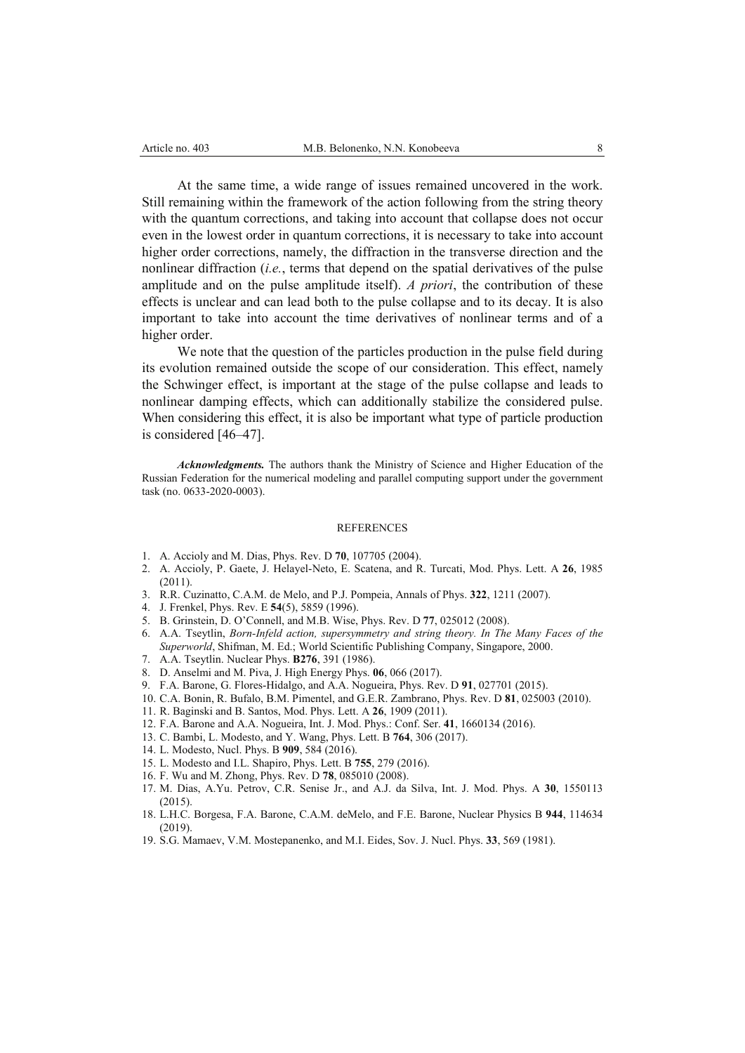At the same time, a wide range of issues remained uncovered in the work. Still remaining within the framework of the action following from the string theory with the quantum corrections, and taking into account that collapse does not occur even in the lowest order in quantum corrections, it is necessary to take into account higher order corrections, namely, the diffraction in the transverse direction and the nonlinear diffraction (*i.e.*, terms that depend on the spatial derivatives of the pulse amplitude and on the pulse amplitude itself). *A priori*, the contribution of these effects is unclear and can lead both to the pulse collapse and to its decay. It is also important to take into account the time derivatives of nonlinear terms and of a higher order.

We note that the question of the particles production in the pulse field during its evolution remained outside the scope of our consideration. This effect, namely the Schwinger effect, is important at the stage of the pulse collapse and leads to nonlinear damping effects, which can additionally stabilize the considered pulse. When considering this effect, it is also be important what type of particle production is considered [46–47].

***Acknowledgments.*** The authors thank the Ministry of Science and Higher Education of the Russian Federation for the numerical modeling and parallel computing support under the government task (no. 0633-2020-0003).

## REFERENCES

1. A. Accioly and M. Dias, Phys. Rev. D **70**, 107705 (2004).
2. A. Accioly, P. Gaete, J. Helayel-Neto, E. Scatena, and R. Turcati, Mod. Phys. Lett. A **26**, 1985 (2011).
3. R.R. Cuzinatto, C.A.M. de Melo, and P.J. Pompeia, Annals of Phys. **322**, 1211 (2007).
4. J. Frenkel, Phys. Rev. E **54**(5), 5859 (1996).
5. B. Grinstein, D. O'Connell, and M.B. Wise, Phys. Rev. D **77**, 025012 (2008).
6. A.A. Tseytlin, *Born-Infeld action, supersymmetry and string theory. In The Many Faces of the Superworld*, Shifman, M. Ed.; World Scientific Publishing Company, Singapore, 2000.
7. A.A. Tseytlin. Nuclear Phys. **B276**, 391 (1986).
8. D. Anselmi and M. Piva, J. High Energy Phys. **06**, 066 (2017).
9. F.A. Barone, G. Flores-Hidalgo, and A.A. Nogueira, Phys. Rev. D **91**, 027701 (2015).
10. C.A. Bonin, R. Bufalo, B.M. Pimentel, and G.E.R. Zambrano, Phys. Rev. D **81**, 025003 (2010).
11. R. Baginski and B. Santos, Mod. Phys. Lett. A **26**, 1909 (2011).
12. F.A. Barone and A.A. Nogueira, Int. J. Mod. Phys.: Conf. Ser. **41**, 1660134 (2016).
13. C. Bambi, L. Modesto, and Y. Wang, Phys. Lett. B **764**, 306 (2017).
14. L. Modesto, Nucl. Phys. B **909**, 584 (2016).
15. L. Modesto and I.L. Shapiro, Phys. Lett. B **755**, 279 (2016).
16. F. Wu and M. Zhong, Phys. Rev. D **78**, 085010 (2008).
17. M. Dias, A.Yu. Petrov, C.R. Senise Jr., and A.J. da Silva, Int. J. Mod. Phys. A **30**, 1550113 (2015).
18. L.H.C. Borgesa, F.A. Barone, C.A.M. deMelo, and F.E. Barone, Nuclear Physics B **944**, 114634 (2019).
19. S.G. Mamaev, V.M. Mostepanenko, and M.I. Eides, Sov. J. Nucl. Phys. **33**, 569 (1981).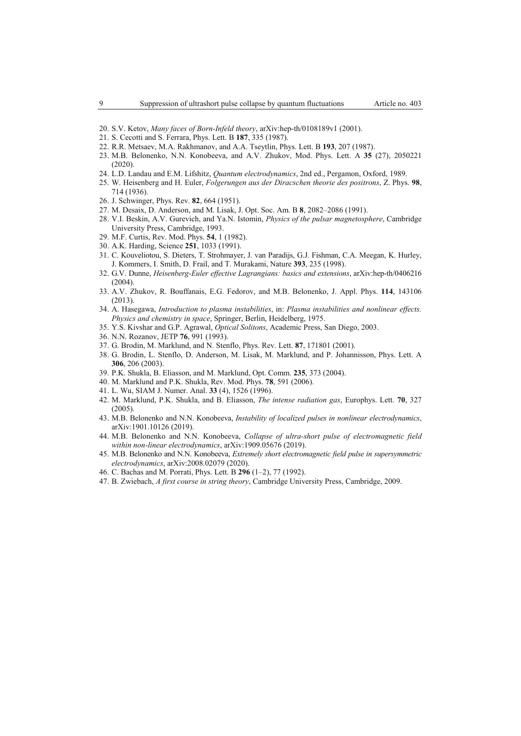20. S.V. Ketov, *Many faces of Born-Infeld theory*, arXiv:hep-th/0108189v1 (2001).
21. S. Cecotti and S. Ferrara, Phys. Lett. B **187**, 335 (1987).
22. R.R. Metsaev, M.A. Rakhmanov, and A.A. Tseytlin, Phys. Lett. B **193**, 207 (1987).
23. M.B. Belonenko, N.N. Konobeeva, and A.V. Zhukov, Mod. Phys. Lett. A **35** (27), 2050221 (2020).
24. L.D. Landau and E.M. Lifshitz, *Quantum electrodynamics*, 2nd ed., Pergamon, Oxford, 1989.
25. W. Heisenberg and H. Euler, *Folgerungen aus der Diracschen theorie des positrons*, Z. Phys. **98**, 714 (1936).
26. J. Schwinger, Phys. Rev. **82**, 664 (1951).
27. M. Desaix, D. Anderson, and M. Lisak, J. Opt. Soc. Am. B **8**, 2082–2086 (1991).
28. V.I. Beskin, A.V. Gurevich, and Ya.N. Istomin, *Physics of the pulsar magnetosphere*, Cambridge University Press, Cambridge, 1993.
29. M.F. Curtis, Rev. Mod. Phys. **54**, 1 (1982).
30. A.K. Harding, Science **251**, 1033 (1991).
31. C. Kouveliotou, S. Dieters, T. Strohmayer, J. van Paradijs, G.J. Fishman, C.A. Meegan, K. Hurley, J. Kommers, I. Smith, D. Frail, and T. Murakami, Nature **393**, 235 (1998).
32. G.V. Dunne, *Heisenberg-Euler effective Lagrangians: basics and extensions*, arXiv:hep-th/0406216 (2004).
33. A.V. Zhukov, R. Bouffanais, E.G. Fedorov, and M.B. Belonenko, J. Appl. Phys. **114**, 143106 (2013).
34. A. Hasegawa, *Introduction to plasma instabilities*, in: *Plasma instabilities and nonlinear effects. Physics and chemistry in space*, Springer, Berlin, Heidelberg, 1975.
35. Y.S. Kivshar and G.P. Agrawal, *Optical Solitons*, Academic Press, San Diego, 2003.
36. N.N. Rozanov, JETP **76**, 991 (1993).
37. G. Brodin, M. Marklund, and N. Stenflo, Phys. Rev. Lett. **87**, 171801 (2001).
38. G. Brodin, L. Stenflo, D. Anderson, M. Lisak, M. Marklund, and P. Johannisson, Phys. Lett. A **306**, 206 (2003).
39. P.K. Shukla, B. Eliasson, and M. Marklund, Opt. Comm. **235**, 373 (2004).
40. M. Marklund and P.K. Shukla, Rev. Mod. Phys. **78**, 591 (2006).
41. L. Wu, SIAM J. Numer. Anal. **33** (4), 1526 (1996).
42. M. Marklund, P.K. Shukla, and B. Eliasson, *The intense radiation gas*, Europhys. Lett. **70**, 327 (2005).
43. M.B. Belonenko and N.N. Konobeeva, *Instability of localized pulses in nonlinear electrodynamics*, arXiv:1901.10126 (2019).
44. M.B. Belonenko and N.N. Konobeeva, *Collapse of ultra-short pulse of electromagnetic field within non-linear electrodynamics*, arXiv:1909.05676 (2019).
45. M.B. Belonenko and N.N. Konobeeva, *Extremely short electromagnetic field pulse in supersymmetric electrodynamics*, arXiv:2008.02079 (2020).
46. C. Bachas and M. Porrati, Phys. Lett. B **296** (1–2), 77 (1992).
47. B. Zwiebach, *A first course in string theory*, Cambridge University Press, Cambridge, 2009.